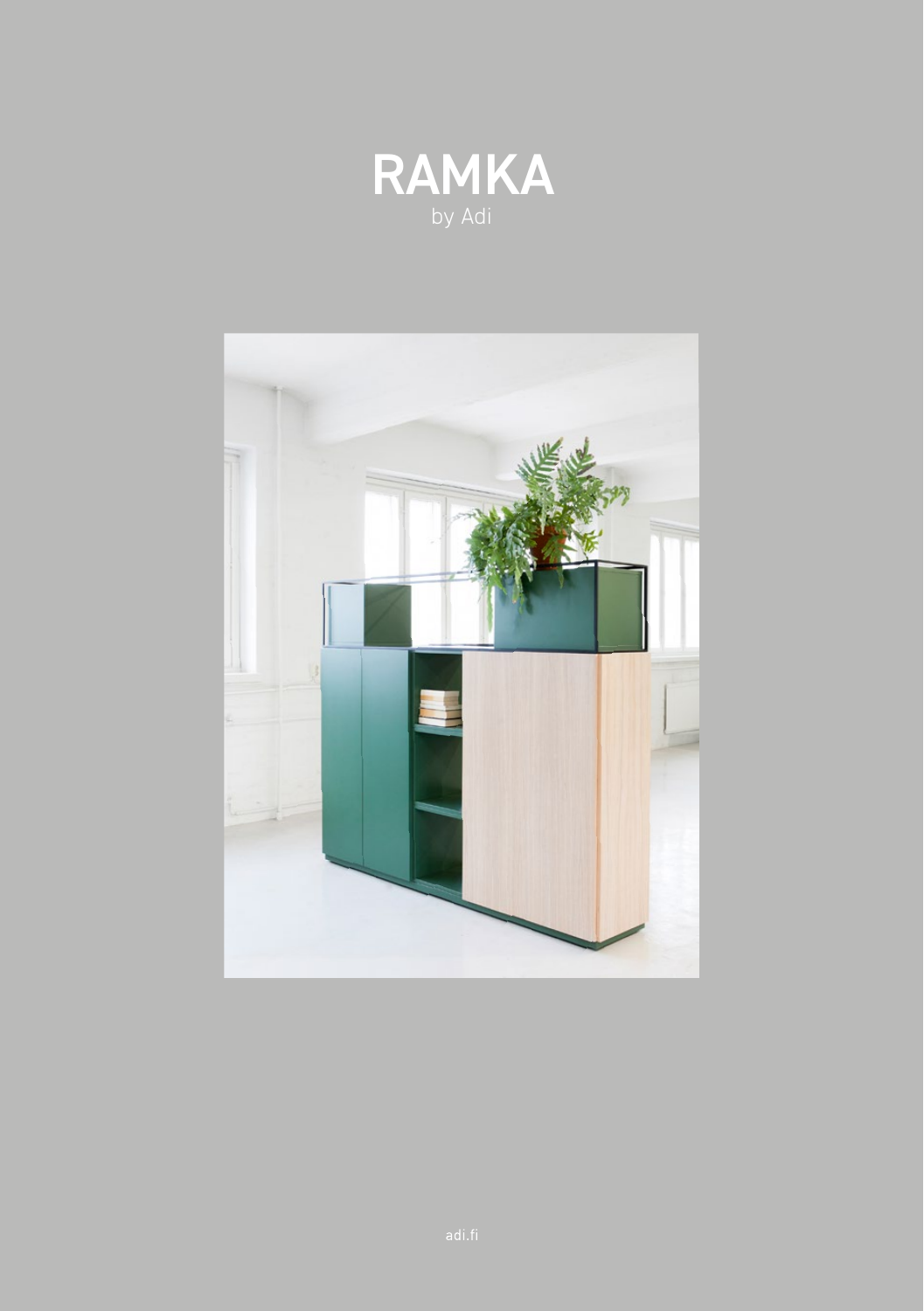# RAMKA

by Adi

adi.fi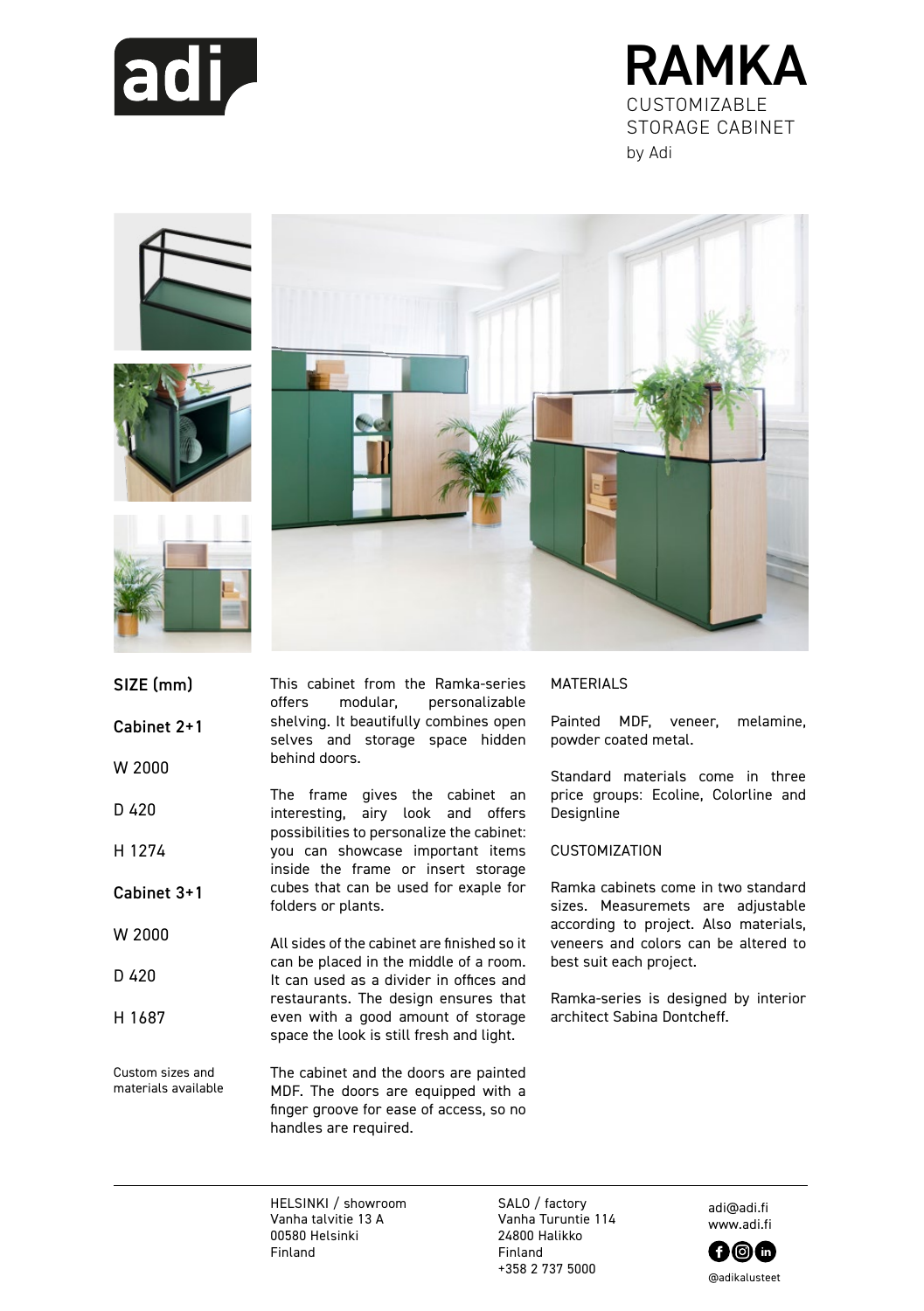adi

# RAMKA

CUSTOMIZABLE STORAGE CABINET
by Adi

## SIZE (mm)

**Cabinet 2+1**

W 2000

D 420

H 1274

**Cabinet 3+1**

W 2000

D 420

H 1687

Custom sizes and materials available

This cabinet from the Ramka-series offers modular, personalizable shelving. It beautifully combines open selves and storage space hidden behind doors.

The frame gives the cabinet an interesting, airy look and offers possibilities to personalize the cabinet: you can showcase important items inside the frame or insert storage cubes that can be used for exaple for folders or plants.

All sides of the cabinet are finished so it can be placed in the middle of a room. It can used as a divider in offices and restaurants. The design ensures that even with a good amount of storage space the look is still fresh and light.

The cabinet and the doors are painted MDF. The doors are equipped with a finger groove for ease of access, so no handles are required.

MATERIALS

Painted MDF, veneer, melamine, powder coated metal.

Standard materials come in three price groups: Ecoline, Colorline and Designline

CUSTOMIZATION

Ramka cabinets come in two standard sizes. Measuremets are adjustable according to project. Also materials, veneers and colors can be altered to best suit each project.

Ramka-series is designed by interior architect Sabina Dontcheff.

---

HELSINKI / showroom
Vanha talvitie 13 A
00580 Helsinki
Finland

SALO / factory
Vanha Turuntie 114
24800 Halikko
Finland
+358 2 737 5000

adi@adi.fi
www.adi.fi

@adikalusteet